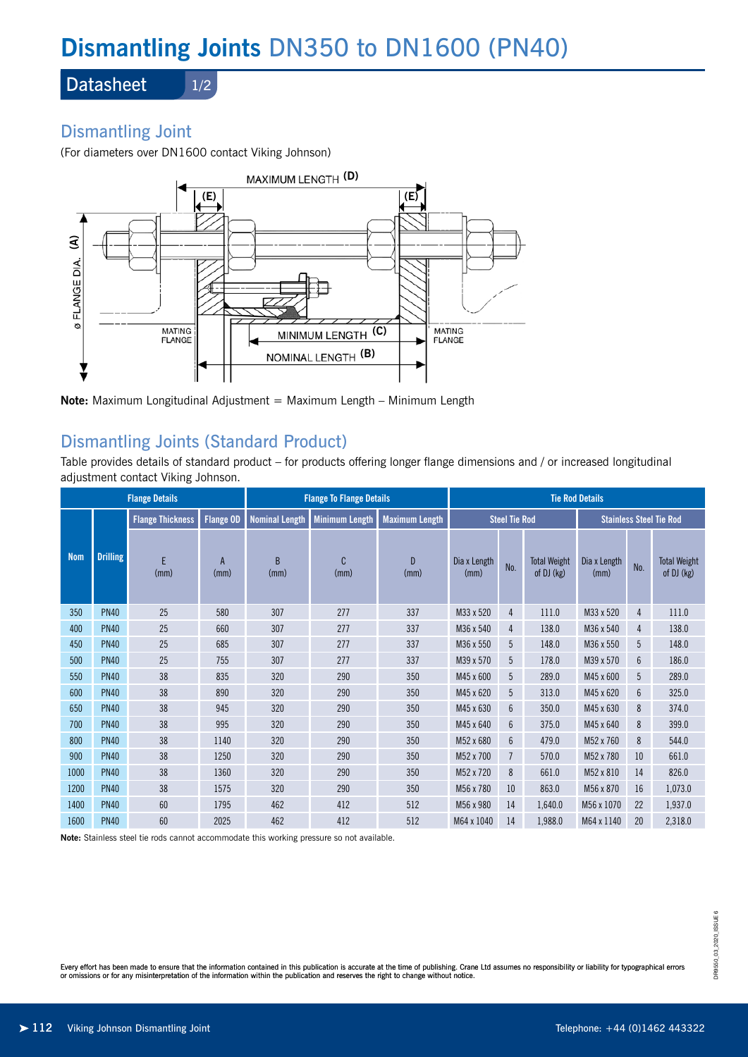# Dismantling Joints DN350 to DN1600 (PN40)

## Datasheet 1/2

## Dismantling Joint

(For diameters over DN1600 contact Viking Johnson)

**Note:** Maximum Longitudinal Adjustment = Maximum Length – Minimum Length

## Dismantling Joints (Standard Product)

Table provides details of standard product – for products offering longer flange dimensions and / or increased longitudinal adjustment contact Viking Johnson.

| | | Flange Details | | Flange To Flange Details | | | Tie Rod Details | | | | | |
|---|---|---|---|---|---|---|---|---|---|---|---|---|
| | | Flange Thickness | Flange OD | Nominal Length | Minimum Length | Maximum Length | Steel Tie Rod | | | Stainless Steel Tie Rod | | |
| Nom | Drilling | E (mm) | A (mm) | B (mm) | C (mm) | D (mm) | Dia x Length (mm) | No. | Total Weight of DJ (kg) | Dia x Length (mm) | No. | Total Weight of DJ (kg) |
| 350 | PN40 | 25 | 580 | 307 | 277 | 337 | M33 x 520 | 4 | 111.0 | M33 x 520 | 4 | 111.0 |
| 400 | PN40 | 25 | 660 | 307 | 277 | 337 | M36 x 540 | 4 | 138.0 | M36 x 540 | 4 | 138.0 |
| 450 | PN40 | 25 | 685 | 307 | 277 | 337 | M36 x 550 | 5 | 148.0 | M36 x 550 | 5 | 148.0 |
| 500 | PN40 | 25 | 755 | 307 | 277 | 337 | M39 x 570 | 5 | 178.0 | M39 x 570 | 6 | 186.0 |
| 550 | PN40 | 38 | 835 | 320 | 290 | 350 | M45 x 600 | 5 | 289.0 | M45 x 600 | 5 | 289.0 |
| 600 | PN40 | 38 | 890 | 320 | 290 | 350 | M45 x 620 | 5 | 313.0 | M45 x 620 | 6 | 325.0 |
| 650 | PN40 | 38 | 945 | 320 | 290 | 350 | M45 x 630 | 6 | 350.0 | M45 x 630 | 8 | 374.0 |
| 700 | PN40 | 38 | 995 | 320 | 290 | 350 | M45 x 640 | 6 | 375.0 | M45 x 640 | 8 | 399.0 |
| 800 | PN40 | 38 | 1140 | 320 | 290 | 350 | M52 x 680 | 6 | 479.0 | M52 x 760 | 8 | 544.0 |
| 900 | PN40 | 38 | 1250 | 320 | 290 | 350 | M52 x 700 | 7 | 570.0 | M52 x 780 | 10 | 661.0 |
| 1000 | PN40 | 38 | 1360 | 320 | 290 | 350 | M52 x 720 | 8 | 661.0 | M52 x 810 | 14 | 826.0 |
| 1200 | PN40 | 38 | 1575 | 320 | 290 | 350 | M56 x 780 | 10 | 863.0 | M56 x 870 | 16 | 1,073.0 |
| 1400 | PN40 | 60 | 1795 | 462 | 412 | 512 | M56 x 980 | 14 | 1,640.0 | M56 x 1070 | 22 | 1,937.0 |
| 1600 | PN40 | 60 | 2025 | 462 | 412 | 512 | M64 x 1040 | 14 | 1,988.0 | M64 x 1140 | 20 | 2,318.0 |

**Note:** Stainless steel tie rods cannot accommodate this working pressure so not available.

Every effort has been made to ensure that the information contained in this publication is accurate at the time of publishing. Crane Ltd assumes no responsibility or liability for typographical errors or omissions or for any misinterpretation of the information within the publication and reserves the right to change without notice.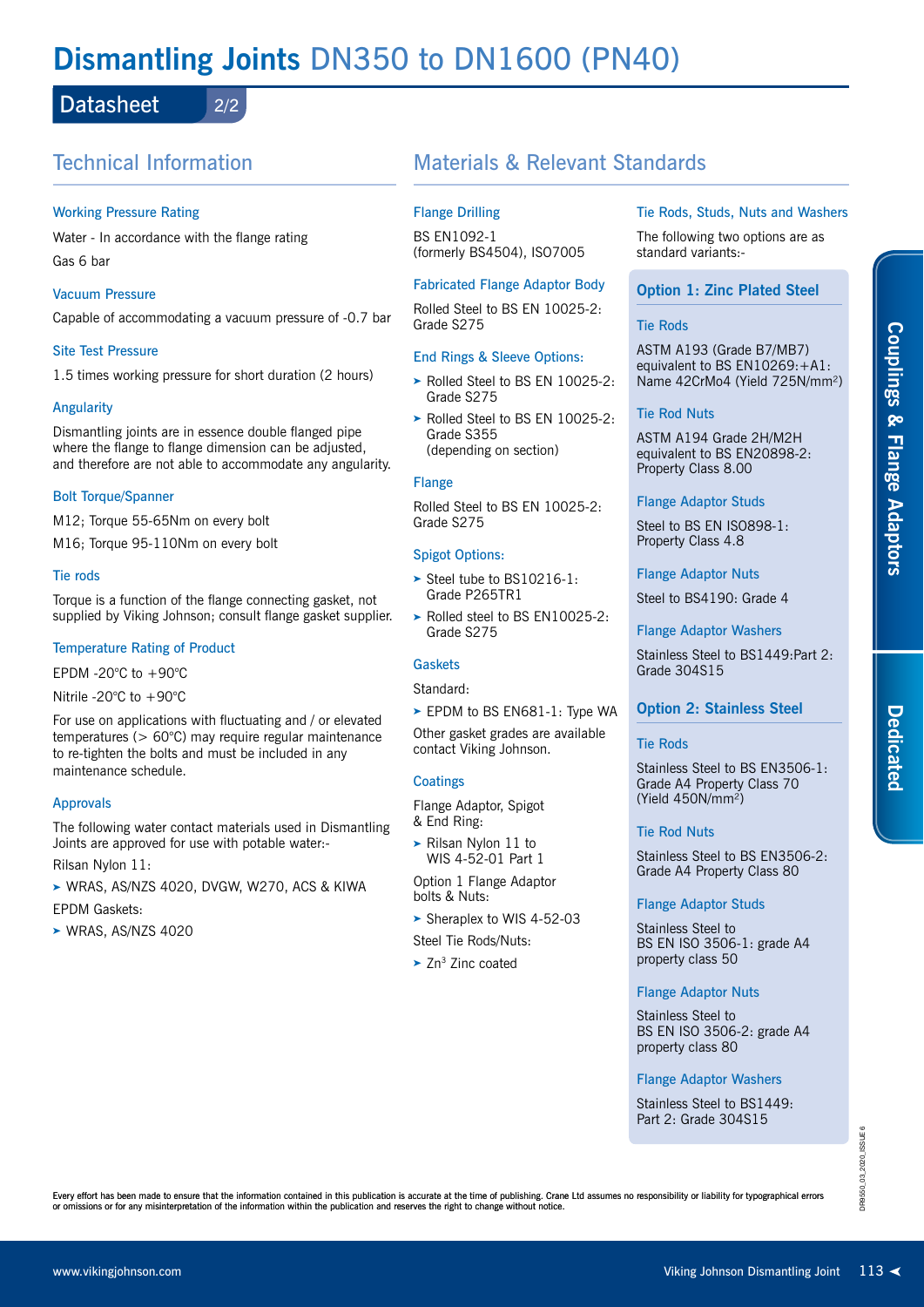# Dismantling Joints DN350 to DN1600 (PN40)

Datasheet 2/2

## Technical Information

### Working Pressure Rating

Water - In accordance with the flange rating

Gas 6 bar

### Vacuum Pressure

Capable of accommodating a vacuum pressure of -0.7 bar

### Site Test Pressure

1.5 times working pressure for short duration (2 hours)

### Angularity

Dismantling joints are in essence double flanged pipe where the flange to flange dimension can be adjusted, and therefore are not able to accommodate any angularity.

### Bolt Torque/Spanner

M12; Torque 55-65Nm on every bolt

M16; Torque 95-110Nm on every bolt

### Tie rods

Torque is a function of the flange connecting gasket, not supplied by Viking Johnson; consult flange gasket supplier.

### Temperature Rating of Product

EPDM -20°C to +90°C

Nitrile -20°C to +90°C

For use on applications with fluctuating and / or elevated temperatures (> 60°C) may require regular maintenance to re-tighten the bolts and must be included in any maintenance schedule.

### Approvals

The following water contact materials used in Dismantling Joints are approved for use with potable water:-

Rilsan Nylon 11:

- WRAS, AS/NZS 4020, DVGW, W270, ACS & KIWA

EPDM Gaskets:

- WRAS, AS/NZS 4020

## Materials & Relevant Standards

### Flange Drilling

BS EN1092-1
(formerly BS4504), ISO7005

### Fabricated Flange Adaptor Body

Rolled Steel to BS EN 10025-2: Grade S275

### End Rings & Sleeve Options:

- Rolled Steel to BS EN 10025-2: Grade S275
- Rolled Steel to BS EN 10025-2: Grade S355 (depending on section)

### Flange

Rolled Steel to BS EN 10025-2: Grade S275

### Spigot Options:

- Steel tube to BS10216-1: Grade P265TR1
- Rolled steel to BS EN10025-2: Grade S275

### Gaskets

Standard:

- EPDM to BS EN681-1: Type WA

Other gasket grades are available contact Viking Johnson.

### Coatings

Flange Adaptor, Spigot & End Ring:

- Rilsan Nylon 11 to WIS 4-52-01 Part 1

Option 1 Flange Adaptor bolts & Nuts:

- Sheraplex to WIS 4-52-03

Steel Tie Rods/Nuts:

- Zn³ Zinc coated

### Tie Rods, Studs, Nuts and Washers

The following two options are as standard variants:-

#### Option 1: Zinc Plated Steel

**Tie Rods**

ASTM A193 (Grade B7/MB7) equivalent to BS EN10269:+A1: Name 42CrMo4 (Yield 725N/mm²)

**Tie Rod Nuts**

ASTM A194 Grade 2H/M2H equivalent to BS EN20898-2: Property Class 8.00

**Flange Adaptor Studs**

Steel to BS EN ISO898-1: Property Class 4.8

**Flange Adaptor Nuts**

Steel to BS4190: Grade 4

**Flange Adaptor Washers**

Stainless Steel to BS1449:Part 2: Grade 304S15

#### Option 2: Stainless Steel

**Tie Rods**

Stainless Steel to BS EN3506-1: Grade A4 Property Class 70 (Yield 450N/mm²)

**Tie Rod Nuts**

Stainless Steel to BS EN3506-2: Grade A4 Property Class 80

**Flange Adaptor Studs**

Stainless Steel to BS EN ISO 3506-1: grade A4 property class 50

**Flange Adaptor Nuts**

Stainless Steel to BS EN ISO 3506-2: grade A4 property class 80

**Flange Adaptor Washers**

Stainless Steel to BS1449: Part 2: Grade 304S15

Every effort has been made to ensure that the information contained in this publication is accurate at the time of publishing. Crane Ltd assumes no responsibility or liability for typographical errors or omissions or for any misinterpretation of the information within the publication and reserves the right to change without notice.